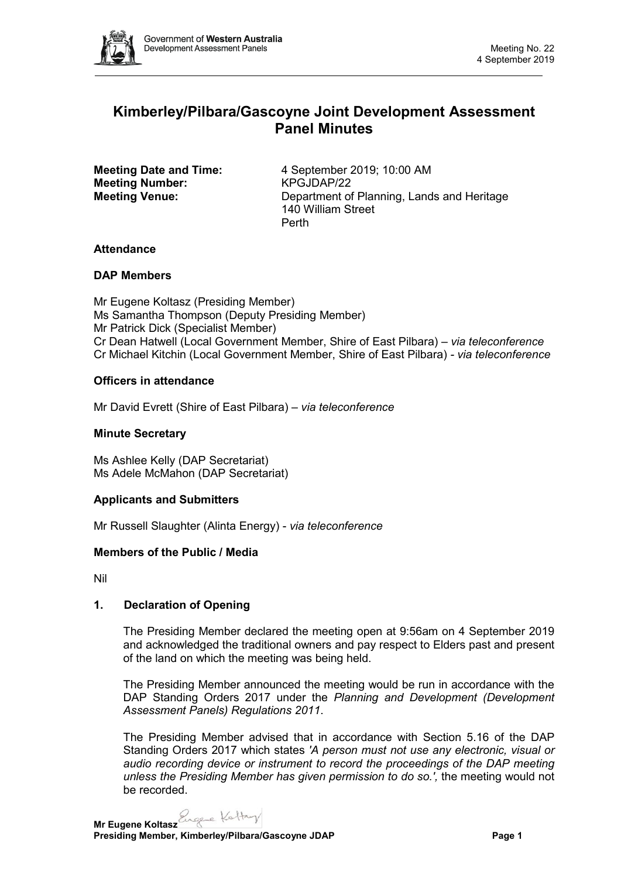# Kimberley/Pilbara/Gascoyne Joint Development Assessment Panel Minutes

**Meeting Date and Time:** 4 September 2019; 10:00 AM
**Meeting Number:** KPGJDAP/22
**Meeting Venue:** Department of Planning, Lands and Heritage
140 William Street
Perth

### Attendance

### DAP Members

Mr Eugene Koltasz (Presiding Member)
Ms Samantha Thompson (Deputy Presiding Member)
Mr Patrick Dick (Specialist Member)
Cr Dean Hatwell (Local Government Member, Shire of East Pilbara) – *via teleconference*
Cr Michael Kitchin (Local Government Member, Shire of East Pilbara) - *via teleconference*

### Officers in attendance

Mr David Evrett (Shire of East Pilbara) – *via teleconference*

### Minute Secretary

Ms Ashlee Kelly (DAP Secretariat)
Ms Adele McMahon (DAP Secretariat)

### Applicants and Submitters

Mr Russell Slaughter (Alinta Energy) - *via teleconference*

### Members of the Public / Media

Nil

### 1. Declaration of Opening

The Presiding Member declared the meeting open at 9:56am on 4 September 2019 and acknowledged the traditional owners and pay respect to Elders past and present of the land on which the meeting was being held.

The Presiding Member announced the meeting would be run in accordance with the DAP Standing Orders 2017 under the *Planning and Development (Development Assessment Panels) Regulations 2011*.

The Presiding Member advised that in accordance with Section 5.16 of the DAP Standing Orders 2017 which states *'A person must not use any electronic, visual or audio recording device or instrument to record the proceedings of the DAP meeting unless the Presiding Member has given permission to do so.',* the meeting would not be recorded.

**Mr Eugene Koltasz**
**Presiding Member, Kimberley/Pilbara/Gascoyne JDAP**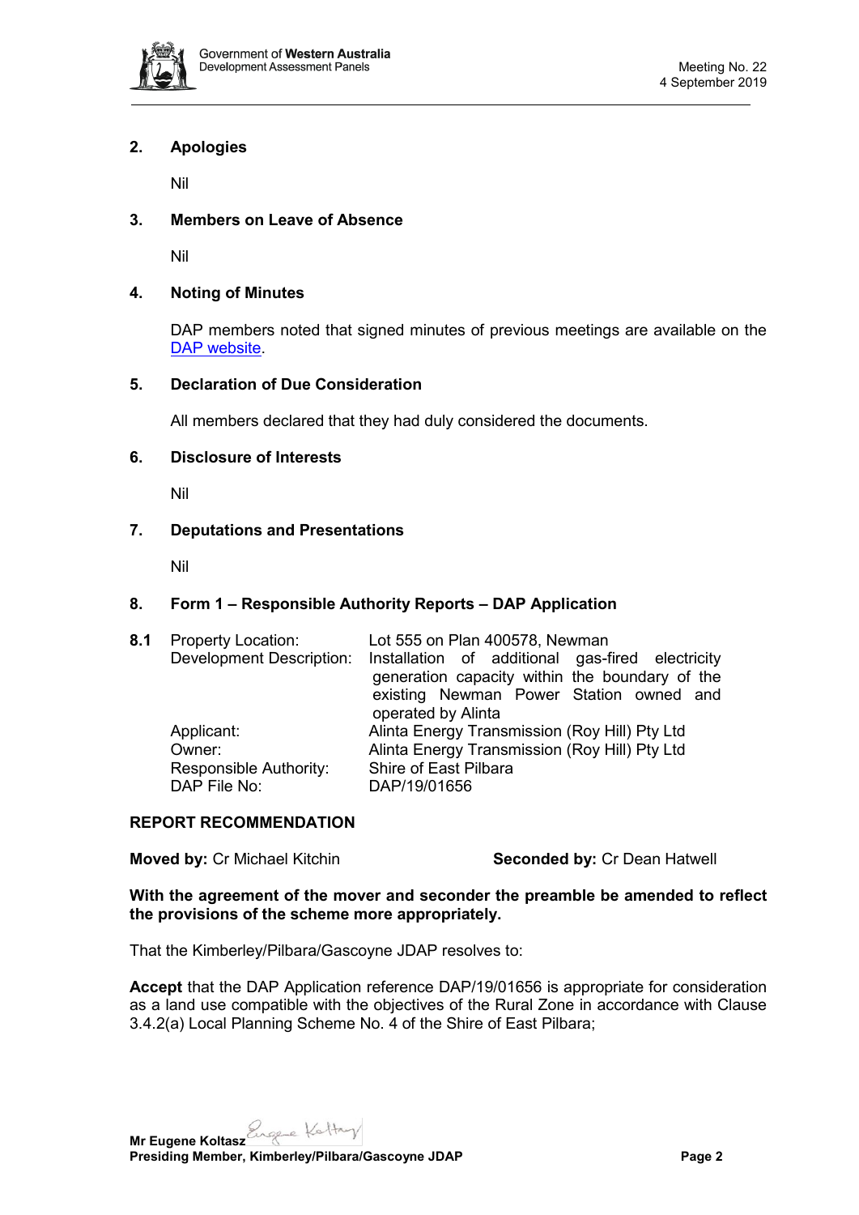## 2. Apologies

Nil

## 3. Members on Leave of Absence

Nil

## 4. Noting of Minutes

DAP members noted that signed minutes of previous meetings are available on the DAP website.

## 5. Declaration of Due Consideration

All members declared that they had duly considered the documents.

## 6. Disclosure of Interests

Nil

## 7. Deputations and Presentations

Nil

## 8. Form 1 – Responsible Authority Reports – DAP Application

**8.1**

| | |
|---|---|
| Property Location: | Lot 555 on Plan 400578, Newman |
| Development Description: | Installation of additional gas-fired electricity generation capacity within the boundary of the existing Newman Power Station owned and operated by Alinta |
| Applicant: | Alinta Energy Transmission (Roy Hill) Pty Ltd |
| Owner: | Alinta Energy Transmission (Roy Hill) Pty Ltd |
| Responsible Authority: | Shire of East Pilbara |
| DAP File No: | DAP/19/01656 |

**REPORT RECOMMENDATION**

**Moved by:** Cr Michael Kitchin **Seconded by:** Cr Dean Hatwell

**With the agreement of the mover and seconder the preamble be amended to reflect the provisions of the scheme more appropriately.**

That the Kimberley/Pilbara/Gascoyne JDAP resolves to:

**Accept** that the DAP Application reference DAP/19/01656 is appropriate for consideration as a land use compatible with the objectives of the Rural Zone in accordance with Clause 3.4.2(a) Local Planning Scheme No. 4 of the Shire of East Pilbara;

**Mr Eugene Koltasz**
**Presiding Member, Kimberley/Pilbara/Gascoyne JDAP**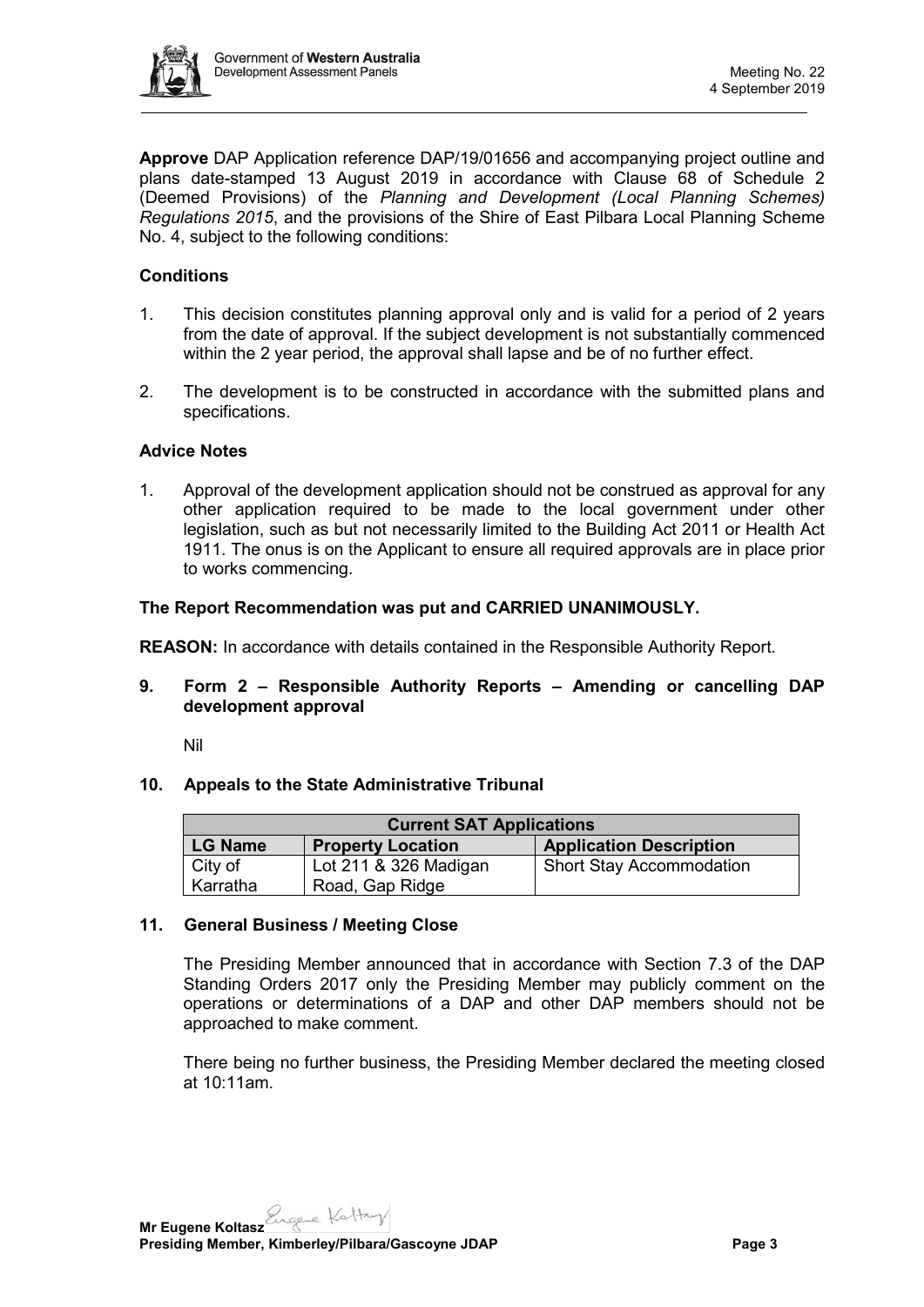**Approve** DAP Application reference DAP/19/01656 and accompanying project outline and plans date-stamped 13 August 2019 in accordance with Clause 68 of Schedule 2 (Deemed Provisions) of the *Planning and Development (Local Planning Schemes) Regulations 2015*, and the provisions of the Shire of East Pilbara Local Planning Scheme No. 4, subject to the following conditions:

**Conditions**

1. This decision constitutes planning approval only and is valid for a period of 2 years from the date of approval. If the subject development is not substantially commenced within the 2 year period, the approval shall lapse and be of no further effect.
2. The development is to be constructed in accordance with the submitted plans and specifications.

**Advice Notes**

1. Approval of the development application should not be construed as approval for any other application required to be made to the local government under other legislation, such as but not necessarily limited to the Building Act 2011 or Health Act 1911. The onus is on the Applicant to ensure all required approvals are in place prior to works commencing.

**The Report Recommendation was put and CARRIED UNANIMOUSLY.**

**REASON:** In accordance with details contained in the Responsible Authority Report.

**9. Form 2 – Responsible Authority Reports – Amending or cancelling DAP development approval**

Nil

**10. Appeals to the State Administrative Tribunal**

| **Current SAT Applications** | | |
|---|---|---|
| **LG Name** | **Property Location** | **Application Description** |
| City of Karratha | Lot 211 & 326 Madigan Road, Gap Ridge | Short Stay Accommodation |

**11. General Business / Meeting Close**

The Presiding Member announced that in accordance with Section 7.3 of the DAP Standing Orders 2017 only the Presiding Member may publicly comment on the operations or determinations of a DAP and other DAP members should not be approached to make comment.

There being no further business, the Presiding Member declared the meeting closed at 10:11am.

**Mr Eugene Koltasz**
**Presiding Member, Kimberley/Pilbara/Gascoyne JDAP**